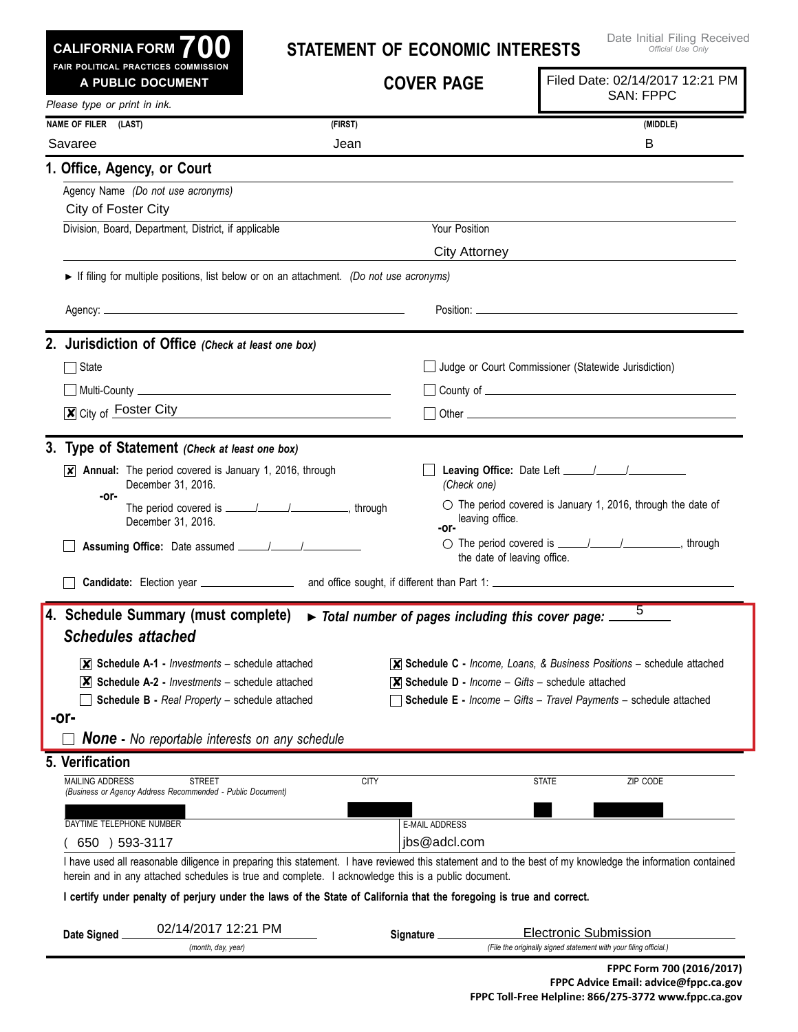**CALIFORNIA FORM 700**
**FAIR POLITICAL PRACTICES COMMISSION**
**A PUBLIC DOCUMENT**

# STATEMENT OF ECONOMIC INTERESTS

## COVER PAGE

Date Initial Filing Received
*Official Use Only*

Filed Date: 02/14/2017 12:21 PM
SAN: FPPC

*Please type or print in ink.*

| NAME OF FILER (LAST) | (FIRST) | (MIDDLE) |
|---|---|---|
| Savaree | Jean | B |

## 1. Office, Agency, or Court

Agency Name *(Do not use acronyms)*
City of Foster City

| Division, Board, Department, District, if applicable | Your Position |
|---|---|
| | City Attorney |

► If filing for multiple positions, list below or on an attachment. *(Do not use acronyms)*

Agency: ______________________ Position: ______________________

## 2. Jurisdiction of Office *(Check at least one box)*

- ☐ State
- ☐ Judge or Court Commissioner (Statewide Jurisdiction)
- ☐ Multi-County ______________________
- ☐ County of ______________________
- ☒ City of Foster City
- ☐ Other ______________________

## 3. Type of Statement *(Check at least one box)*

- ☒ **Annual:** The period covered is January 1, 2016, through December 31, 2016.
  **-or-**
  The period covered is ____/____/______, through December 31, 2016.
- ☐ **Assuming Office:** Date assumed ____/____/______
- ☐ **Leaving Office:** Date Left ____/____/______
  *(Check one)*
  - ○ The period covered is January 1, 2016, through the date of leaving office.
  **-or-**
  - ○ The period covered is ____/____/______, through the date of leaving office.
- ☐ **Candidate:** Election year ______ and office sought, if different than Part 1: ______

## 4. Schedule Summary (must complete) ► *Total number of pages including this cover page:* 5

### *Schedules attached*

- ☒ **Schedule A-1 -** *Investments* – schedule attached
- ☒ **Schedule A-2 -** *Investments* – schedule attached
- ☐ **Schedule B -** *Real Property* – schedule attached
- ☒ **Schedule C -** *Income, Loans, & Business Positions* – schedule attached
- ☒ **Schedule D -** *Income – Gifts* – schedule attached
- ☐ **Schedule E -** *Income – Gifts – Travel Payments* – schedule attached

**-or-**

- ☐ ***None*** **-** *No reportable interests on any schedule*

## 5. Verification

| MAILING ADDRESS STREET *(Business or Agency Address Recommended - Public Document)* | CITY | STATE | ZIP CODE |
|---|---|---|---|
| | | | |

| DAYTIME TELEPHONE NUMBER | E-MAIL ADDRESS |
|---|---|
| ( 650 ) 593-3117 | jbs@adcl.com |

I have used all reasonable diligence in preparing this statement. I have reviewed this statement and to the best of my knowledge the information contained herein and in any attached schedules is true and complete. I acknowledge this is a public document.

**I certify under penalty of perjury under the laws of the State of California that the foregoing is true and correct.**

**Date Signed** 02/14/2017 12:21 PM *(month, day, year)*

**Signature** Electronic Submission *(File the originally signed statement with your filing official.)*

**FPPC Form 700 (2016/2017)**
**FPPC Advice Email: advice@fppc.ca.gov**
**FPPC Toll-Free Helpline: 866/275-3772 www.fppc.ca.gov**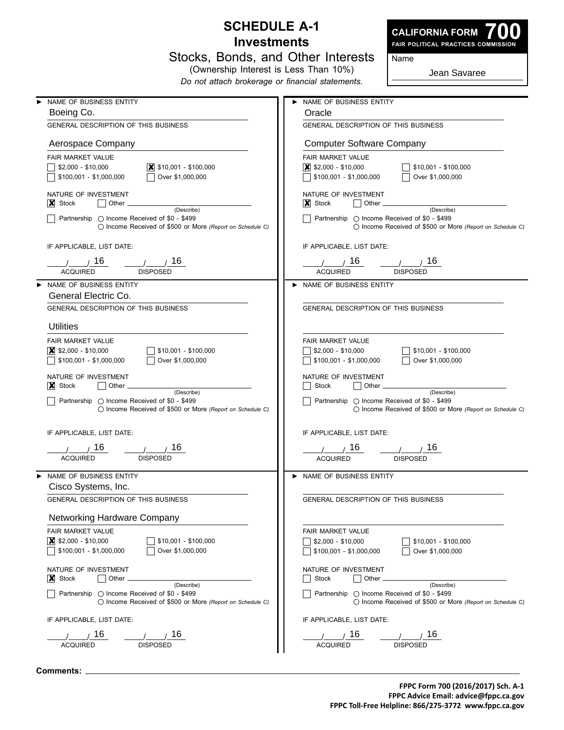# SCHEDULE A-1

## Investments

### Stocks, Bonds, and Other Interests

(Ownership Interest is Less Than 10%)

*Do not attach brokerage or financial statements.*

**CALIFORNIA FORM 700**
**FAIR POLITICAL PRACTICES COMMISSION**

Name: Jean Savaree

---

► NAME OF BUSINESS ENTITY
Boeing Co.

GENERAL DESCRIPTION OF THIS BUSINESS
Aerospace Company

FAIR MARKET VALUE
- [ ] $2,000 - $10,000
- [x] $10,001 - $100,000
- [ ] $100,001 - $1,000,000
- [ ] Over $1,000,000

NATURE OF INVESTMENT
- [x] Stock
- [ ] Other ________ (Describe)
- [ ] Partnership ○ Income Received of $0 - $499 ○ Income Received of $500 or More *(Report on Schedule C)*

IF APPLICABLE, LIST DATE:

___/___/ 16 ACQUIRED ___/___/ 16 DISPOSED

---

► NAME OF BUSINESS ENTITY
Oracle

GENERAL DESCRIPTION OF THIS BUSINESS
Computer Software Company

FAIR MARKET VALUE
- [x] $2,000 - $10,000
- [ ] $10,001 - $100,000
- [ ] $100,001 - $1,000,000
- [ ] Over $1,000,000

NATURE OF INVESTMENT
- [x] Stock
- [ ] Other ________ (Describe)
- [ ] Partnership ○ Income Received of $0 - $499 ○ Income Received of $500 or More *(Report on Schedule C)*

IF APPLICABLE, LIST DATE:

___/___/ 16 ACQUIRED ___/___/ 16 DISPOSED

---

► NAME OF BUSINESS ENTITY
General Electric Co.

GENERAL DESCRIPTION OF THIS BUSINESS
Utilities

FAIR MARKET VALUE
- [x] $2,000 - $10,000
- [ ] $10,001 - $100,000
- [ ] $100,001 - $1,000,000
- [ ] Over $1,000,000

NATURE OF INVESTMENT
- [x] Stock
- [ ] Other ________ (Describe)
- [ ] Partnership ○ Income Received of $0 - $499 ○ Income Received of $500 or More *(Report on Schedule C)*

IF APPLICABLE, LIST DATE:

___/___/ 16 ACQUIRED ___/___/ 16 DISPOSED

---

► NAME OF BUSINESS ENTITY
________

GENERAL DESCRIPTION OF THIS BUSINESS
________

FAIR MARKET VALUE
- [ ] $2,000 - $10,000
- [ ] $10,001 - $100,000
- [ ] $100,001 - $1,000,000
- [ ] Over $1,000,000

NATURE OF INVESTMENT
- [ ] Stock
- [ ] Other ________ (Describe)
- [ ] Partnership ○ Income Received of $0 - $499 ○ Income Received of $500 or More *(Report on Schedule C)*

IF APPLICABLE, LIST DATE:

___/___/ 16 ACQUIRED ___/___/ 16 DISPOSED

---

► NAME OF BUSINESS ENTITY
Cisco Systems, Inc.

GENERAL DESCRIPTION OF THIS BUSINESS
Networking Hardware Company

FAIR MARKET VALUE
- [x] $2,000 - $10,000
- [ ] $10,001 - $100,000
- [ ] $100,001 - $1,000,000
- [ ] Over $1,000,000

NATURE OF INVESTMENT
- [x] Stock
- [ ] Other ________ (Describe)
- [ ] Partnership ○ Income Received of $0 - $499 ○ Income Received of $500 or More *(Report on Schedule C)*

IF APPLICABLE, LIST DATE:

___/___/ 16 ACQUIRED ___/___/ 16 DISPOSED

---

► NAME OF BUSINESS ENTITY
________

GENERAL DESCRIPTION OF THIS BUSINESS
________

FAIR MARKET VALUE
- [ ] $2,000 - $10,000
- [ ] $10,001 - $100,000
- [ ] $100,001 - $1,000,000
- [ ] Over $1,000,000

NATURE OF INVESTMENT
- [ ] Stock
- [ ] Other ________ (Describe)
- [ ] Partnership ○ Income Received of $0 - $499 ○ Income Received of $500 or More *(Report on Schedule C)*

IF APPLICABLE, LIST DATE:

___/___/ 16 ACQUIRED ___/___/ 16 DISPOSED

---

**Comments:** ________

**FPPC Form 700 (2016/2017) Sch. A-1**
**FPPC Advice Email: advice@fppc.ca.gov**
**FPPC Toll-Free Helpline: 866/275-3772 www.fppc.ca.gov**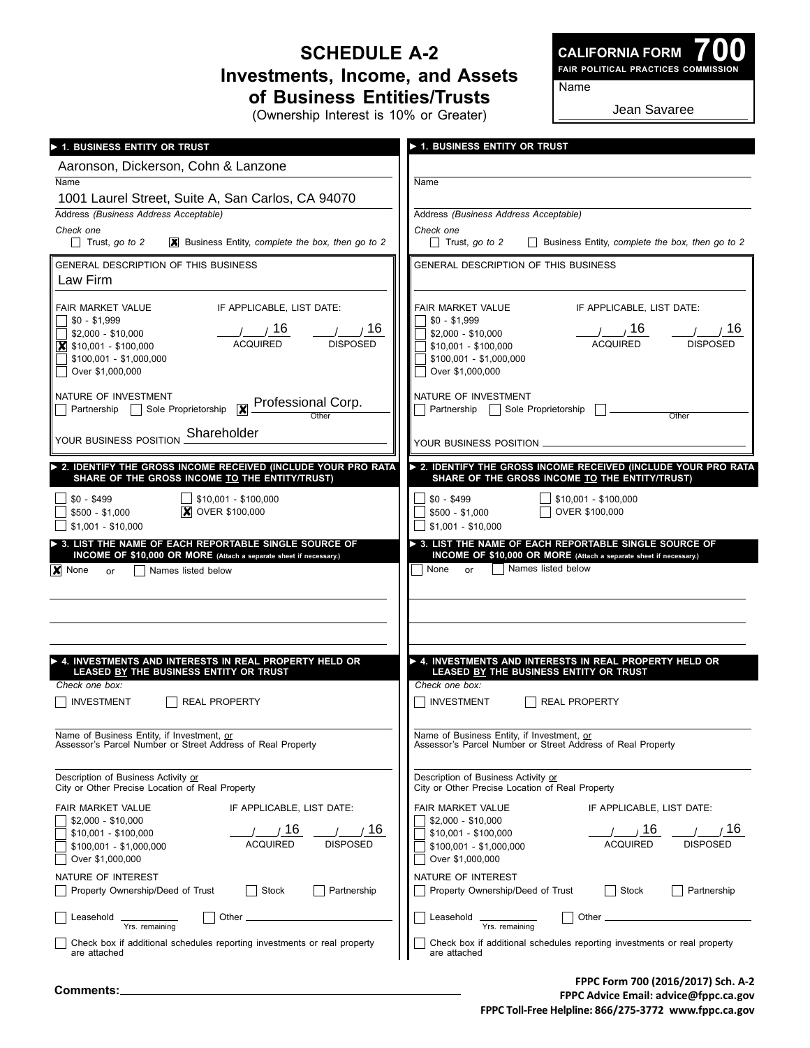# SCHEDULE A-2

## Investments, Income, and Assets of Business Entities/Trusts

(Ownership Interest is 10% or Greater)

**CALIFORNIA FORM 700**
**FAIR POLITICAL PRACTICES COMMISSION**

Name: Jean Savaree

---

### ► 1. BUSINESS ENTITY OR TRUST

Name: Aaronson, Dickerson, Cohn & Lanzone

Address *(Business Address Acceptable)*: 1001 Laurel Street, Suite A, San Carlos, CA 94070

*Check one*
- [ ] Trust, *go to 2*
- [x] Business Entity, *complete the box, then go to 2*

GENERAL DESCRIPTION OF THIS BUSINESS: Law Firm

FAIR MARKET VALUE
- [ ] $0 - $1,999
- [ ] $2,000 - $10,000
- [x] $10,001 - $100,000
- [ ] $100,001 - $1,000,000
- [ ] Over $1,000,000

IF APPLICABLE, LIST DATE: ___/___/16 ACQUIRED ___/___/16 DISPOSED

NATURE OF INVESTMENT
- [ ] Partnership
- [ ] Sole Proprietorship
- [x] Other: Professional Corp.

YOUR BUSINESS POSITION: Shareholder

### ► 2. IDENTIFY THE GROSS INCOME RECEIVED (INCLUDE YOUR PRO RATA SHARE OF THE GROSS INCOME TO THE ENTITY/TRUST)

- [ ] $0 - $499
- [ ] $500 - $1,000
- [ ] $1,001 - $10,000
- [ ] $10,001 - $100,000
- [x] OVER $100,000

### ► 3. LIST THE NAME OF EACH REPORTABLE SINGLE SOURCE OF INCOME OF $10,000 OR MORE (Attach a separate sheet if necessary.)

- [x] None or
- [ ] Names listed below

### ► 4. INVESTMENTS AND INTERESTS IN REAL PROPERTY HELD OR LEASED BY THE BUSINESS ENTITY OR TRUST

*Check one box:*
- [ ] INVESTMENT
- [ ] REAL PROPERTY

Name of Business Entity, if Investment, or Assessor's Parcel Number or Street Address of Real Property: ______

Description of Business Activity or City or Other Precise Location of Real Property: ______

FAIR MARKET VALUE
- [ ] $2,000 - $10,000
- [ ] $10,001 - $100,000
- [ ] $100,001 - $1,000,000
- [ ] Over $1,000,000

IF APPLICABLE, LIST DATE: ___/___/16 ACQUIRED ___/___/16 DISPOSED

NATURE OF INTEREST
- [ ] Property Ownership/Deed of Trust
- [ ] Stock
- [ ] Partnership
- [ ] Leasehold ______ Yrs. remaining
- [ ] Other ______

- [ ] Check box if additional schedules reporting investments or real property are attached

---

### ► 1. BUSINESS ENTITY OR TRUST

Name: ______

Address *(Business Address Acceptable)*: ______

*Check one*
- [ ] Trust, *go to 2*
- [ ] Business Entity, *complete the box, then go to 2*

GENERAL DESCRIPTION OF THIS BUSINESS: ______

FAIR MARKET VALUE
- [ ] $0 - $1,999
- [ ] $2,000 - $10,000
- [ ] $10,001 - $100,000
- [ ] $100,001 - $1,000,000
- [ ] Over $1,000,000

IF APPLICABLE, LIST DATE: ___/___/16 ACQUIRED ___/___/16 DISPOSED

NATURE OF INVESTMENT
- [ ] Partnership
- [ ] Sole Proprietorship
- [ ] Other ______

YOUR BUSINESS POSITION: ______

### ► 2. IDENTIFY THE GROSS INCOME RECEIVED (INCLUDE YOUR PRO RATA SHARE OF THE GROSS INCOME TO THE ENTITY/TRUST)

- [ ] $0 - $499
- [ ] $500 - $1,000
- [ ] $1,001 - $10,000
- [ ] $10,001 - $100,000
- [ ] OVER $100,000

### ► 3. LIST THE NAME OF EACH REPORTABLE SINGLE SOURCE OF INCOME OF $10,000 OR MORE (Attach a separate sheet if necessary.)

- [ ] None or
- [ ] Names listed below

### ► 4. INVESTMENTS AND INTERESTS IN REAL PROPERTY HELD OR LEASED BY THE BUSINESS ENTITY OR TRUST

*Check one box:*
- [ ] INVESTMENT
- [ ] REAL PROPERTY

Name of Business Entity, if Investment, or Assessor's Parcel Number or Street Address of Real Property: ______

Description of Business Activity or City or Other Precise Location of Real Property: ______

FAIR MARKET VALUE
- [ ] $2,000 - $10,000
- [ ] $10,001 - $100,000
- [ ] $100,001 - $1,000,000
- [ ] Over $1,000,000

IF APPLICABLE, LIST DATE: ___/___/16 ACQUIRED ___/___/16 DISPOSED

NATURE OF INTEREST
- [ ] Property Ownership/Deed of Trust
- [ ] Stock
- [ ] Partnership
- [ ] Leasehold ______ Yrs. remaining
- [ ] Other ______

- [ ] Check box if additional schedules reporting investments or real property are attached

---

**Comments:** ______

FPPC Form 700 (2016/2017) Sch. A-2
FPPC Advice Email: advice@fppc.ca.gov
FPPC Toll-Free Helpline: 866/275-3772 www.fppc.ca.gov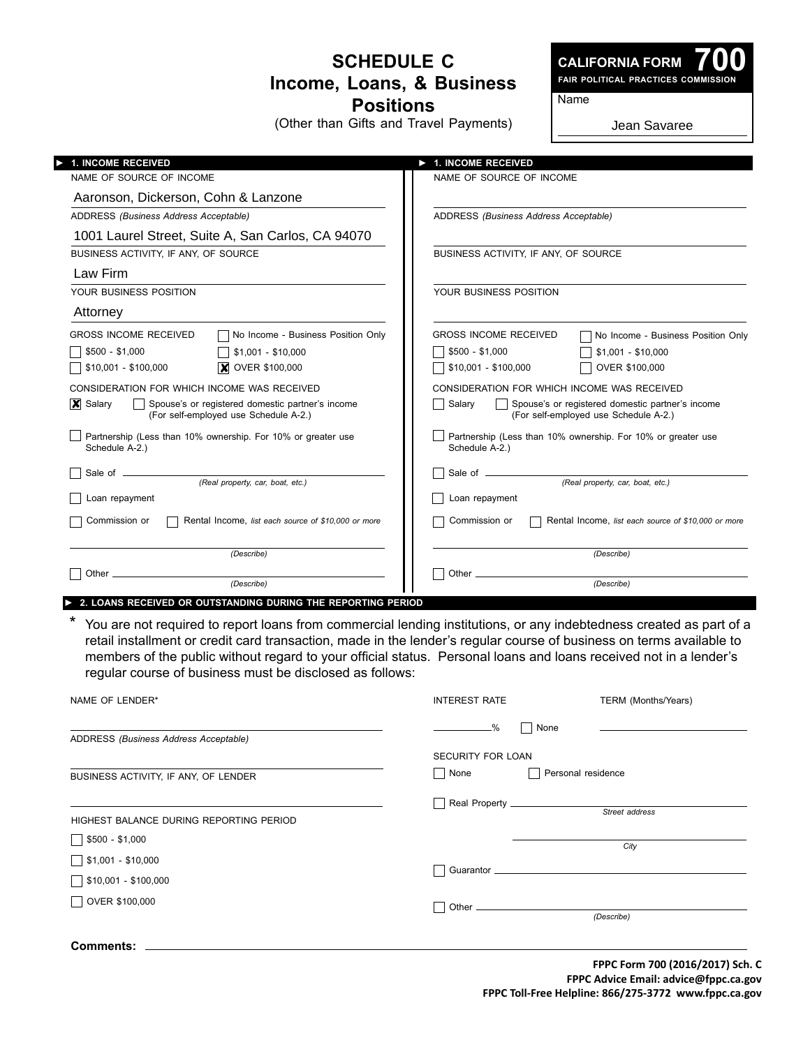# SCHEDULE C
## Income, Loans, & Business Positions
(Other than Gifts and Travel Payments)

**CALIFORNIA FORM 700**
**FAIR POLITICAL PRACTICES COMMISSION**

Name

Jean Savaree

---

### ► 1. INCOME RECEIVED

NAME OF SOURCE OF INCOME

Aaronson, Dickerson, Cohn & Lanzone

ADDRESS *(Business Address Acceptable)*

1001 Laurel Street, Suite A, San Carlos, CA 94070

BUSINESS ACTIVITY, IF ANY, OF SOURCE

Law Firm

YOUR BUSINESS POSITION

Attorney

GROSS INCOME RECEIVED

- ☐ No Income - Business Position Only
- ☐ $500 - $1,000
- ☐ $1,001 - $10,000
- ☐ $10,001 - $100,000
- ☒ OVER $100,000

CONSIDERATION FOR WHICH INCOME WAS RECEIVED

- ☒ Salary
- ☐ Spouse's or registered domestic partner's income (For self-employed use Schedule A-2.)
- ☐ Partnership (Less than 10% ownership. For 10% or greater use Schedule A-2.)
- ☐ Sale of ________ *(Real property, car, boat, etc.)*
- ☐ Loan repayment
- ☐ Commission or ☐ Rental Income, *list each source of $10,000 or more*

________ *(Describe)*

- ☐ Other ________ *(Describe)*

---

### ► 1. INCOME RECEIVED

NAME OF SOURCE OF INCOME

ADDRESS *(Business Address Acceptable)*

BUSINESS ACTIVITY, IF ANY, OF SOURCE

YOUR BUSINESS POSITION

GROSS INCOME RECEIVED

- ☐ No Income - Business Position Only
- ☐ $500 - $1,000
- ☐ $1,001 - $10,000
- ☐ $10,001 - $100,000
- ☐ OVER $100,000

CONSIDERATION FOR WHICH INCOME WAS RECEIVED

- ☐ Salary
- ☐ Spouse's or registered domestic partner's income (For self-employed use Schedule A-2.)
- ☐ Partnership (Less than 10% ownership. For 10% or greater use Schedule A-2.)
- ☐ Sale of ________ *(Real property, car, boat, etc.)*
- ☐ Loan repayment
- ☐ Commission or ☐ Rental Income, *list each source of $10,000 or more*

________ *(Describe)*

- ☐ Other ________ *(Describe)*

---

### ► 2. LOANS RECEIVED OR OUTSTANDING DURING THE REPORTING PERIOD

\* You are not required to report loans from commercial lending institutions, or any indebtedness created as part of a retail installment or credit card transaction, made in the lender's regular course of business on terms available to members of the public without regard to your official status. Personal loans and loans received not in a lender's regular course of business must be disclosed as follows:

NAME OF LENDER*

ADDRESS *(Business Address Acceptable)*

BUSINESS ACTIVITY, IF ANY, OF LENDER

HIGHEST BALANCE DURING REPORTING PERIOD

- ☐ $500 - $1,000
- ☐ $1,001 - $10,000
- ☐ $10,001 - $100,000
- ☐ OVER $100,000

INTEREST RATE

________% ☐ None

TERM (Months/Years)

SECURITY FOR LOAN

- ☐ None
- ☐ Personal residence
- ☐ Real Property ________ *Street address*

________ *City*

- ☐ Guarantor ________
- ☐ Other ________ *(Describe)*

**Comments:** ________

**FPPC Form 700 (2016/2017) Sch. C**
**FPPC Advice Email: advice@fppc.ca.gov**
**FPPC Toll-Free Helpline: 866/275-3772 www.fppc.ca.gov**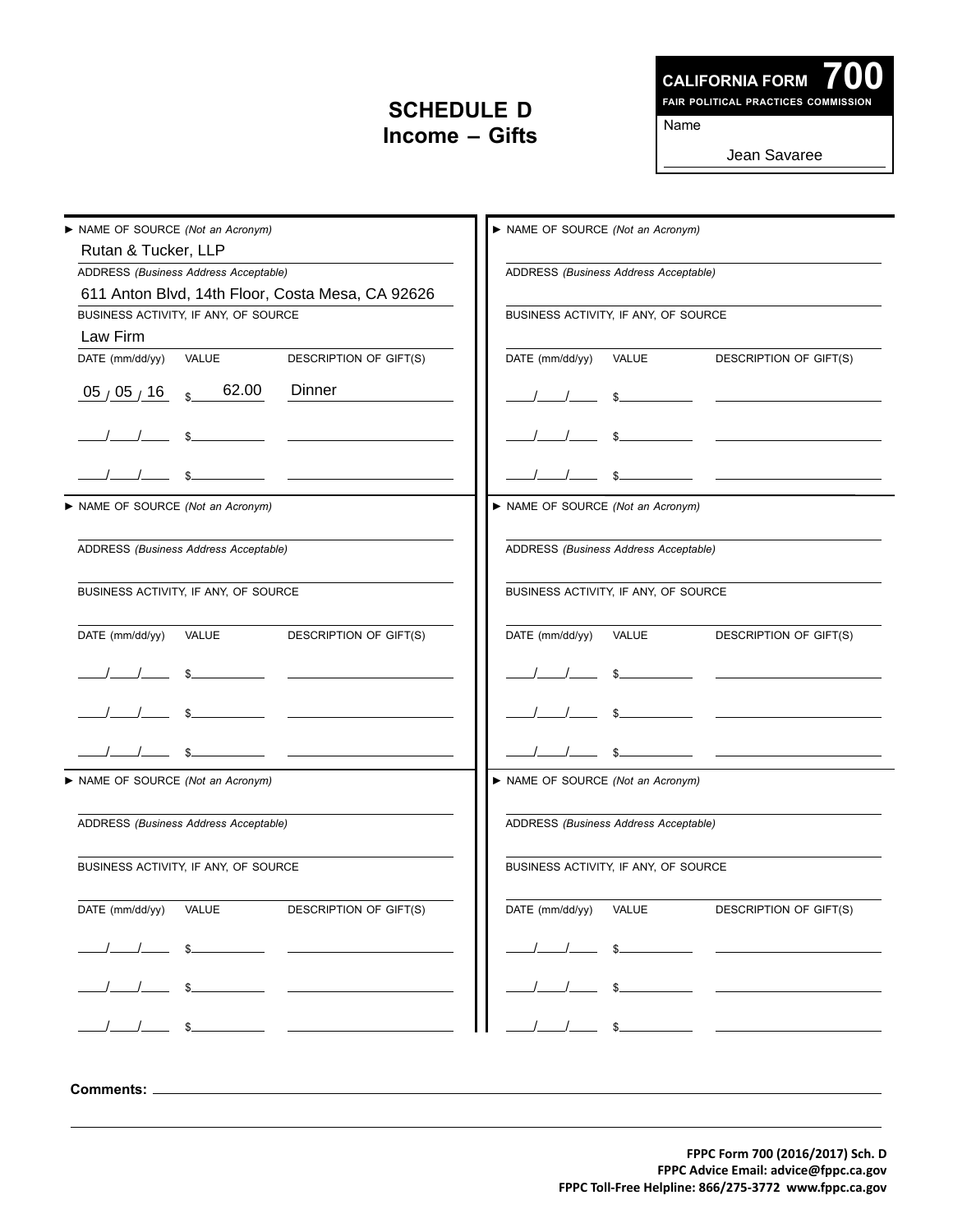# SCHEDULE D
## Income – Gifts

**CALIFORNIA FORM 700**
**FAIR POLITICAL PRACTICES COMMISSION**

Name: Jean Savaree

---

► NAME OF SOURCE *(Not an Acronym)*
Rutan & Tucker, LLP

ADDRESS *(Business Address Acceptable)*
611 Anton Blvd, 14th Floor, Costa Mesa, CA 92626

BUSINESS ACTIVITY, IF ANY, OF SOURCE
Law Firm

| DATE (mm/dd/yy) | VALUE | DESCRIPTION OF GIFT(S) |
| --- | --- | --- |
| 05 / 05 / 16 | $ 62.00 | Dinner |
| / / | $ | |
| / / | $ | |

---

► NAME OF SOURCE *(Not an Acronym)*

ADDRESS *(Business Address Acceptable)*

BUSINESS ACTIVITY, IF ANY, OF SOURCE

| DATE (mm/dd/yy) | VALUE | DESCRIPTION OF GIFT(S) |
| --- | --- | --- |
| / / | $ | |
| / / | $ | |
| / / | $ | |

---

► NAME OF SOURCE *(Not an Acronym)*

ADDRESS *(Business Address Acceptable)*

BUSINESS ACTIVITY, IF ANY, OF SOURCE

| DATE (mm/dd/yy) | VALUE | DESCRIPTION OF GIFT(S) |
| --- | --- | --- |
| / / | $ | |
| / / | $ | |
| / / | $ | |

---

► NAME OF SOURCE *(Not an Acronym)*

ADDRESS *(Business Address Acceptable)*

BUSINESS ACTIVITY, IF ANY, OF SOURCE

| DATE (mm/dd/yy) | VALUE | DESCRIPTION OF GIFT(S) |
| --- | --- | --- |
| / / | $ | |
| / / | $ | |
| / / | $ | |

---

► NAME OF SOURCE *(Not an Acronym)*

ADDRESS *(Business Address Acceptable)*

BUSINESS ACTIVITY, IF ANY, OF SOURCE

| DATE (mm/dd/yy) | VALUE | DESCRIPTION OF GIFT(S) |
| --- | --- | --- |
| / / | $ | |
| / / | $ | |
| / / | $ | |

---

► NAME OF SOURCE *(Not an Acronym)*

ADDRESS *(Business Address Acceptable)*

BUSINESS ACTIVITY, IF ANY, OF SOURCE

| DATE (mm/dd/yy) | VALUE | DESCRIPTION OF GIFT(S) |
| --- | --- | --- |
| / / | $ | |
| / / | $ | |
| / / | $ | |

---

**Comments:**

**FPPC Form 700 (2016/2017) Sch. D**
**FPPC Advice Email: advice@fppc.ca.gov**
**FPPC Toll-Free Helpline: 866/275-3772 www.fppc.ca.gov**